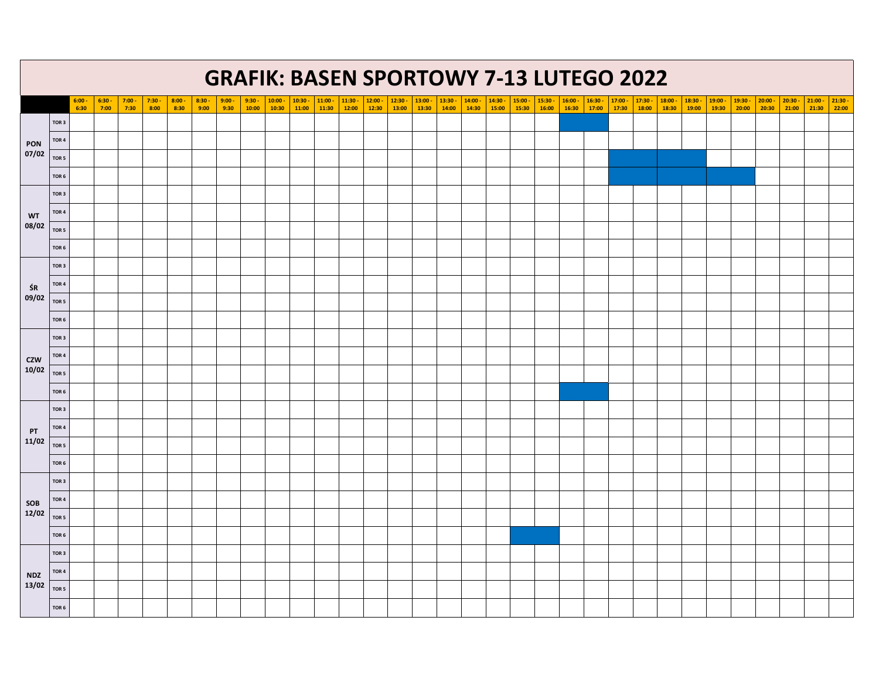# GRAFIK: BASEN SPORTOWY 7-13 LUTEGO 2022

| | | 6:00 - 6:30 | 6:30 - 7:00 | 7:00 - 7:30 | 7:30 - 8:00 | 8:00 - 8:30 | 8:30 - 9:00 | 9:00 - 9:30 | 9:30 - 10:00 | 10:00 - 10:30 | 10:30 - 11:00 | 11:00 - 11:30 | 11:30 - 12:00 | 12:00 - 12:30 | 12:30 - 13:00 | 13:00 - 13:30 | 13:30 - 14:00 | 14:00 - 14:30 | 14:30 - 15:00 | 15:00 - 15:30 | 15:30 - 16:00 | 16:00 - 16:30 | 16:30 - 17:00 | 17:00 - 17:30 | 17:30 - 18:00 | 18:00 - 18:30 | 18:30 - 19:00 | 19:00 - 19:30 | 19:30 - 20:00 | 20:00 - 20:30 | 20:30 - 21:00 | 21:00 - 21:30 | 21:30 - 22:00 |
|---|---|---|---|---|---|---|---|---|---|---|---|---|---|---|---|---|---|---|---|---|---|---|---|---|---|---|---|---|---|---|---|---|---|
| PON 07/02 | TOR 3 | | | | | | | | | | | | | | | | | | | | | | | | | | | | | | | | |
| | TOR 4 | | | | | | | | | | | | | | | | | | | | | | | | | | | | | | | | |
| | TOR 5 | | | | | | | | | | | | | | | | | | | | | | | | | | | | | | | | |
| | TOR 6 | | | | | | | | | | | | | | | | | | | | | | | | | | | | | | | | |
| WT 08/02 | TOR 3 | | | | | | | | | | | | | | | | | | | | | | | | | | | | | | | | |
| | TOR 4 | | | | | | | | | | | | | | | | | | | | | | | | | | | | | | | | |
| | TOR 5 | | | | | | | | | | | | | | | | | | | | | | | | | | | | | | | | |
| | TOR 6 | | | | | | | | | | | | | | | | | | | | | | | | | | | | | | | | |
| ŚR 09/02 | TOR 3 | | | | | | | | | | | | | | | | | | | | | | | | | | | | | | | | |
| | TOR 4 | | | | | | | | | | | | | | | | | | | | | | | | | | | | | | | | |
| | TOR 5 | | | | | | | | | | | | | | | | | | | | | | | | | | | | | | | | |
| | TOR 6 | | | | | | | | | | | | | | | | | | | | | | | | | | | | | | | | |
| CZW 10/02 | TOR 3 | | | | | | | | | | | | | | | | | | | | | | | | | | | | | | | | |
| | TOR 4 | | | | | | | | | | | | | | | | | | | | | | | | | | | | | | | | |
| | TOR 5 | | | | | | | | | | | | | | | | | | | | | | | | | | | | | | | | |
| | TOR 6 | | | | | | | | | | | | | | | | | | | | | | | | | | | | | | | | |
| PT 11/02 | TOR 3 | | | | | | | | | | | | | | | | | | | | | | | | | | | | | | | | |
| | TOR 4 | | | | | | | | | | | | | | | | | | | | | | | | | | | | | | | | |
| | TOR 5 | | | | | | | | | | | | | | | | | | | | | | | | | | | | | | | | |
| | TOR 6 | | | | | | | | | | | | | | | | | | | | | | | | | | | | | | | | |
| SOB 12/02 | TOR 3 | | | | | | | | | | | | | | | | | | | | | | | | | | | | | | | | |
| | TOR 4 | | | | | | | | | | | | | | | | | | | | | | | | | | | | | | | | |
| | TOR 5 | | | | | | | | | | | | | | | | | | | | | | | | | | | | | | | | |
| | TOR 6 | | | | | | | | | | | | | | | | | | | | | | | | | | | | | | | | |
| NDZ 13/02 | TOR 3 | | | | | | | | | | | | | | | | | | | | | | | | | | | | | | | | |
| | TOR 4 | | | | | | | | | | | | | | | | | | | | | | | | | | | | | | | | |
| | TOR 5 | | | | | | | | | | | | | | | | | | | | | | | | | | | | | | | | |
| | TOR 6 | | | | | | | | | | | | | | | | | | | | | | | | | | | | | | | | |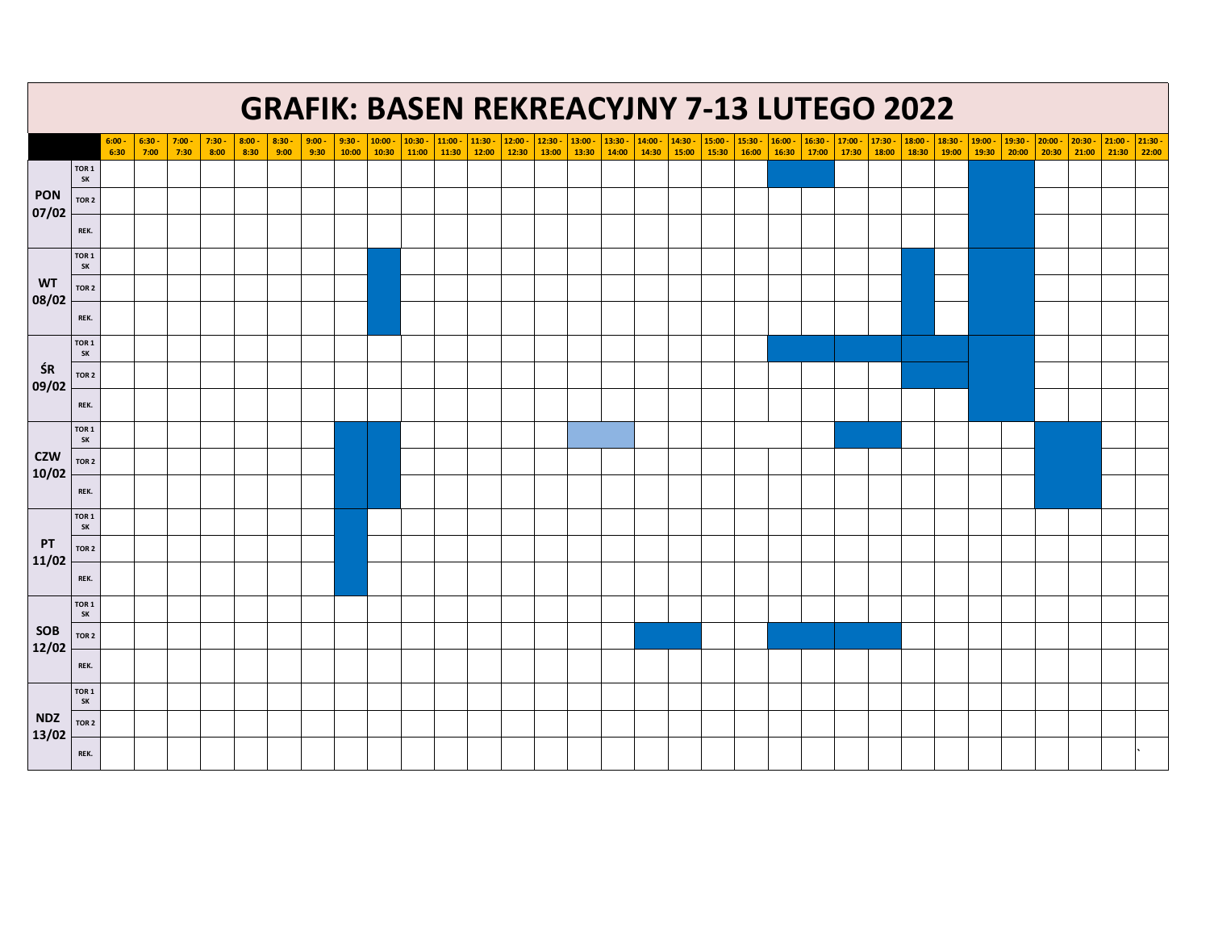# GRAFIK: BASEN REKREACYJNY 7-13 LUTEGO 2022

| | | 6:00 - 6:30 | 6:30 - 7:00 | 7:00 - 7:30 | 7:30 - 8:00 | 8:00 - 8:30 | 8:30 - 9:00 | 9:00 - 9:30 | 9:30 - 10:00 | 10:00 - 10:30 | 10:30 - 11:00 | 11:00 - 11:30 | 11:30 - 12:00 | 12:00 - 12:30 | 12:30 - 13:00 | 13:00 - 13:30 | 13:30 - 14:00 | 14:00 - 14:30 | 14:30 - 15:00 | 15:00 - 15:30 | 15:30 - 16:00 | 16:00 - 16:30 | 16:30 - 17:00 | 17:00 - 17:30 | 17:30 - 18:00 | 18:00 - 18:30 | 18:30 - 19:00 | 19:00 - 19:30 | 19:30 - 20:00 | 20:00 - 20:30 | 20:30 - 21:00 | 21:00 - 21:30 | 21:30 - 22:00 |
|---|---|---|---|---|---|---|---|---|---|---|---|---|---|---|---|---|---|---|---|---|---|---|---|---|---|---|---|---|---|---|---|---|---|
| PON 07/02 | TOR 1 SK | | | | | | | | | | | | | | | | | | | | | | | | | | | | | | | | |
| | TOR 2 | | | | | | | | | | | | | | | | | | | | | | | | | | | | | | | | |
| | REK. | | | | | | | | | | | | | | | | | | | | | | | | | | | | | | | | |
| WT 08/02 | TOR 1 SK | | | | | | | | | | | | | | | | | | | | | | | | | | | | | | | | |
| | TOR 2 | | | | | | | | | | | | | | | | | | | | | | | | | | | | | | | | |
| | REK. | | | | | | | | | | | | | | | | | | | | | | | | | | | | | | | | |
| ŚR 09/02 | TOR 1 SK | | | | | | | | | | | | | | | | | | | | | | | | | | | | | | | | |
| | TOR 2 | | | | | | | | | | | | | | | | | | | | | | | | | | | | | | | | |
| | REK. | | | | | | | | | | | | | | | | | | | | | | | | | | | | | | | | |
| CZW 10/02 | TOR 1 SK | | | | | | | | | | | | | | | | | | | | | | | | | | | | | | | | |
| | TOR 2 | | | | | | | | | | | | | | | | | | | | | | | | | | | | | | | | |
| | REK. | | | | | | | | | | | | | | | | | | | | | | | | | | | | | | | | |
| PT 11/02 | TOR 1 SK | | | | | | | | | | | | | | | | | | | | | | | | | | | | | | | | |
| | TOR 2 | | | | | | | | | | | | | | | | | | | | | | | | | | | | | | | | |
| | REK. | | | | | | | | | | | | | | | | | | | | | | | | | | | | | | | | |
| SOB 12/02 | TOR 1 SK | | | | | | | | | | | | | | | | | | | | | | | | | | | | | | | | |
| | TOR 2 | | | | | | | | | | | | | | | | | | | | | | | | | | | | | | | | |
| | REK. | | | | | | | | | | | | | | | | | | | | | | | | | | | | | | | | |
| NDZ 13/02 | TOR 1 SK | | | | | | | | | | | | | | | | | | | | | | | | | | | | | | | | |
| | TOR 2 | | | | | | | | | | | | | | | | | | | | | | | | | | | | | | | | |
| | REK. | | | | | | | | | | | | | | | | | | | | | | | | | | | | | | | | ` |